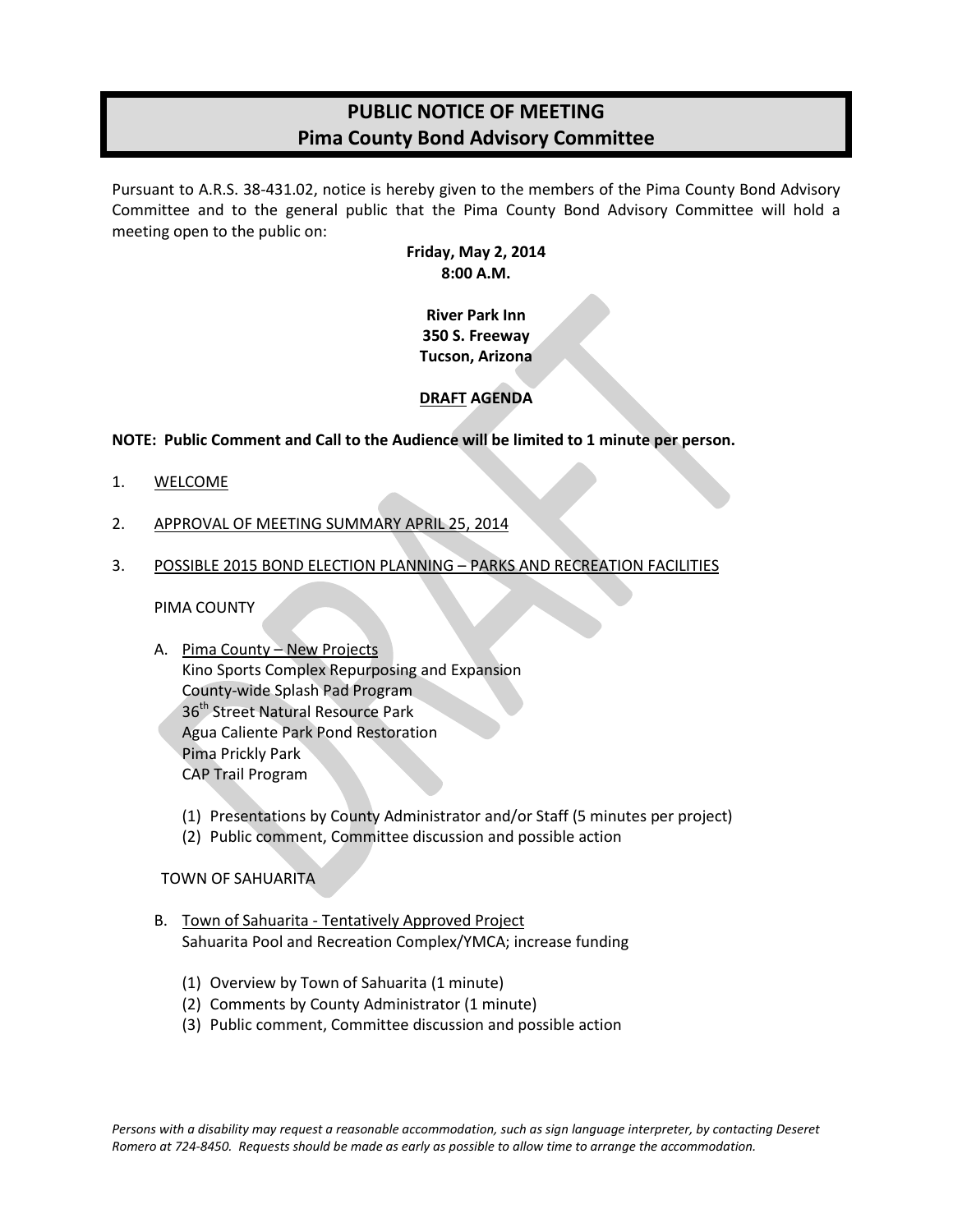# PUBLIC NOTICE OF MEETING
# Pima County Bond Advisory Committee

Pursuant to A.R.S. 38-431.02, notice is hereby given to the members of the Pima County Bond Advisory Committee and to the general public that the Pima County Bond Advisory Committee will hold a meeting open to the public on:

**Friday, May 2, 2014**
**8:00 A.M.**

**River Park Inn**
**350 S. Freeway**
**Tucson, Arizona**

**DRAFT AGENDA**

**NOTE: Public Comment and Call to the Audience will be limited to 1 minute per person.**

1. WELCOME

2. APPROVAL OF MEETING SUMMARY APRIL 25, 2014

3. POSSIBLE 2015 BOND ELECTION PLANNING – PARKS AND RECREATION FACILITIES

   PIMA COUNTY

   A. Pima County – New Projects
      Kino Sports Complex Repurposing and Expansion
      County-wide Splash Pad Program
      36th Street Natural Resource Park
      Agua Caliente Park Pond Restoration
      Pima Prickly Park
      CAP Trail Program

      (1) Presentations by County Administrator and/or Staff (5 minutes per project)
      (2) Public comment, Committee discussion and possible action

   TOWN OF SAHUARITA

   B. Town of Sahuarita - Tentatively Approved Project
      Sahuarita Pool and Recreation Complex/YMCA; increase funding

      (1) Overview by Town of Sahuarita (1 minute)
      (2) Comments by County Administrator (1 minute)
      (3) Public comment, Committee discussion and possible action

*Persons with a disability may request a reasonable accommodation, such as sign language interpreter, by contacting Deseret Romero at 724-8450. Requests should be made as early as possible to allow time to arrange the accommodation.*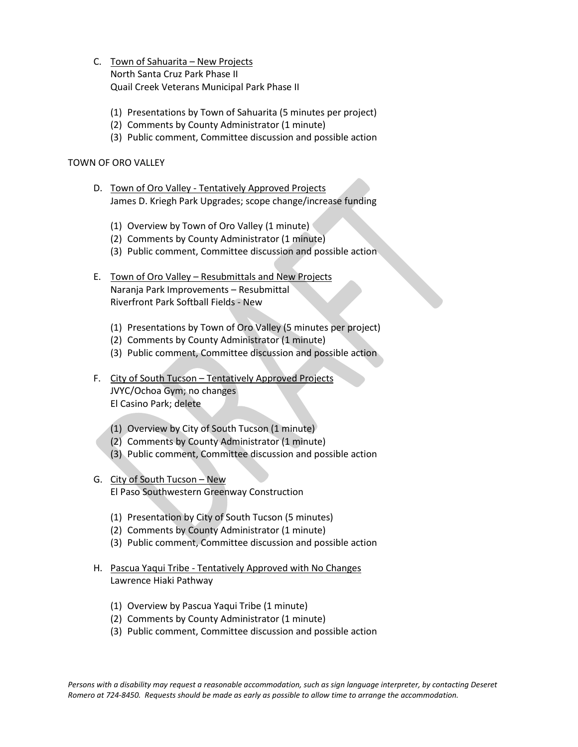C. <u>Town of Sahuarita – New Projects</u>
   North Santa Cruz Park Phase II
   Quail Creek Veterans Municipal Park Phase II

   (1) Presentations by Town of Sahuarita (5 minutes per project)
   (2) Comments by County Administrator (1 minute)
   (3) Public comment, Committee discussion and possible action

TOWN OF ORO VALLEY

D. <u>Town of Oro Valley - Tentatively Approved Projects</u>
   James D. Kriegh Park Upgrades; scope change/increase funding

   (1) Overview by Town of Oro Valley (1 minute)
   (2) Comments by County Administrator (1 minute)
   (3) Public comment, Committee discussion and possible action

E. <u>Town of Oro Valley – Resubmittals and New Projects</u>
   Naranja Park Improvements – Resubmittal
   Riverfront Park Softball Fields - New

   (1) Presentations by Town of Oro Valley (5 minutes per project)
   (2) Comments by County Administrator (1 minute)
   (3) Public comment, Committee discussion and possible action

F. <u>City of South Tucson – Tentatively Approved Projects</u>
   JVYC/Ochoa Gym; no changes
   El Casino Park; delete

   (1) Overview by City of South Tucson (1 minute)
   (2) Comments by County Administrator (1 minute)
   (3) Public comment, Committee discussion and possible action

G. <u>City of South Tucson – New</u>
   El Paso Southwestern Greenway Construction

   (1) Presentation by City of South Tucson (5 minutes)
   (2) Comments by County Administrator (1 minute)
   (3) Public comment, Committee discussion and possible action

H. <u>Pascua Yaqui Tribe - Tentatively Approved with No Changes</u>
   Lawrence Hiaki Pathway

   (1) Overview by Pascua Yaqui Tribe (1 minute)
   (2) Comments by County Administrator (1 minute)
   (3) Public comment, Committee discussion and possible action

*Persons with a disability may request a reasonable accommodation, such as sign language interpreter, by contacting Deseret Romero at 724-8450. Requests should be made as early as possible to allow time to arrange the accommodation.*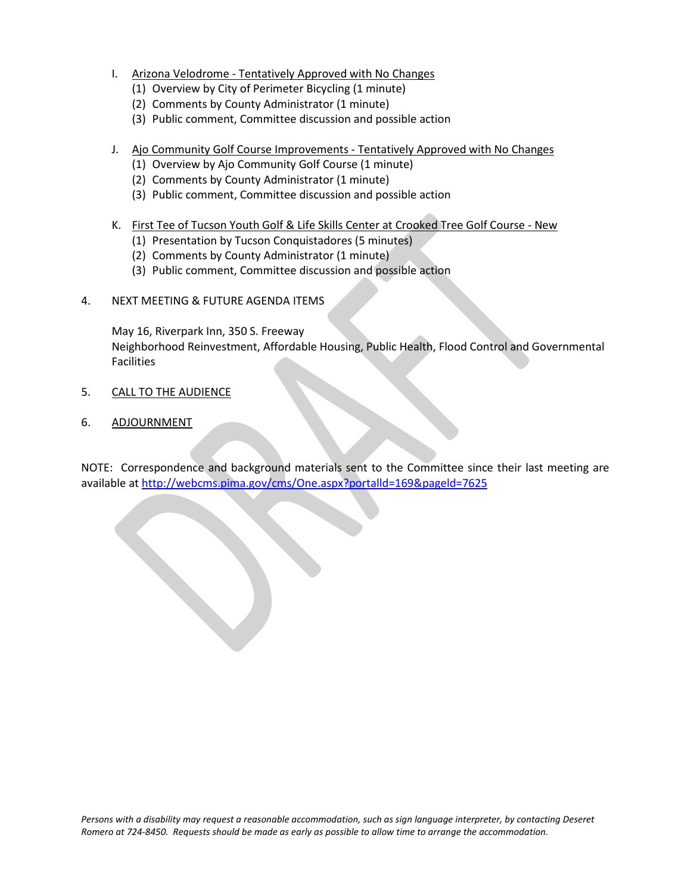I. Arizona Velodrome - Tentatively Approved with No Changes
   (1) Overview by City of Perimeter Bicycling (1 minute)
   (2) Comments by County Administrator (1 minute)
   (3) Public comment, Committee discussion and possible action

J. Ajo Community Golf Course Improvements - Tentatively Approved with No Changes
   (1) Overview by Ajo Community Golf Course (1 minute)
   (2) Comments by County Administrator (1 minute)
   (3) Public comment, Committee discussion and possible action

K. First Tee of Tucson Youth Golf & Life Skills Center at Crooked Tree Golf Course - New
   (1) Presentation by Tucson Conquistadores (5 minutes)
   (2) Comments by County Administrator (1 minute)
   (3) Public comment, Committee discussion and possible action

4. NEXT MEETING & FUTURE AGENDA ITEMS

   May 16, Riverpark Inn, 350 S. Freeway
   Neighborhood Reinvestment, Affordable Housing, Public Health, Flood Control and Governmental Facilities

5. CALL TO THE AUDIENCE

6. ADJOURNMENT

NOTE: Correspondence and background materials sent to the Committee since their last meeting are available at http://webcms.pima.gov/cms/One.aspx?portalId=169&pageId=7625

*Persons with a disability may request a reasonable accommodation, such as sign language interpreter, by contacting Deseret Romero at 724-8450. Requests should be made as early as possible to allow time to arrange the accommodation.*